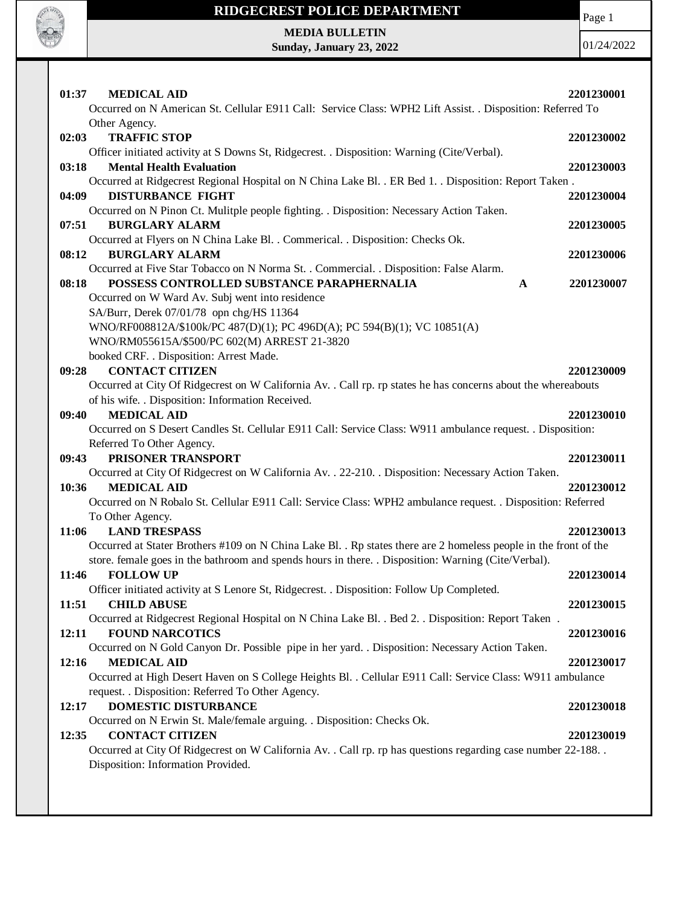# RIDGECREST POLICE DEPARTMENT

**MEDIA BULLETIN**
**Sunday, January 23, 2022**

01/24/2022

**01:37 MEDICAL AID** **2201230001**
Occurred on N American St. Cellular E911 Call: Service Class: WPH2 Lift Assist. . Disposition: Referred To Other Agency.

**02:03 TRAFFIC STOP** **2201230002**
Officer initiated activity at S Downs St, Ridgecrest. . Disposition: Warning (Cite/Verbal).

**03:18 Mental Health Evaluation** **2201230003**
Occurred at Ridgecrest Regional Hospital on N China Lake Bl. . ER Bed 1. . Disposition: Report Taken .

**04:09 DISTURBANCE FIGHT** **2201230004**
Occurred on N Pinon Ct. Mulitple people fighting. . Disposition: Necessary Action Taken.

**07:51 BURGLARY ALARM** **2201230005**
Occurred at Flyers on N China Lake Bl. . Commerical. . Disposition: Checks Ok.

**08:12 BURGLARY ALARM** **2201230006**
Occurred at Five Star Tobacco on N Norma St. . Commercial. . Disposition: False Alarm.

**08:18 POSSESS CONTROLLED SUBSTANCE PARAPHERNALIA A** **2201230007**
Occurred on W Ward Av. Subj went into residence
SA/Burr, Derek 07/01/78 opn chg/HS 11364
WNO/RF008812A/$100k/PC 487(D)(1); PC 496D(A); PC 594(B)(1); VC 10851(A)
WNO/RM055615A/$500/PC 602(M) ARREST 21-3820
booked CRF. . Disposition: Arrest Made.

**09:28 CONTACT CITIZEN** **2201230009**
Occurred at City Of Ridgecrest on W California Av. . Call rp. rp states he has concerns about the whereabouts of his wife. . Disposition: Information Received.

**09:40 MEDICAL AID** **2201230010**
Occurred on S Desert Candles St. Cellular E911 Call: Service Class: W911 ambulance request. . Disposition: Referred To Other Agency.

**09:43 PRISONER TRANSPORT** **2201230011**
Occurred at City Of Ridgecrest on W California Av. . 22-210. . Disposition: Necessary Action Taken.

**10:36 MEDICAL AID** **2201230012**
Occurred on N Robalo St. Cellular E911 Call: Service Class: WPH2 ambulance request. . Disposition: Referred To Other Agency.

**11:06 LAND TRESPASS** **2201230013**
Occurred at Stater Brothers #109 on N China Lake Bl. . Rp states there are 2 homeless people in the front of the store. female goes in the bathroom and spends hours in there. . Disposition: Warning (Cite/Verbal).

**11:46 FOLLOW UP** **2201230014**
Officer initiated activity at S Lenore St, Ridgecrest. . Disposition: Follow Up Completed.

**11:51 CHILD ABUSE** **2201230015**
Occurred at Ridgecrest Regional Hospital on N China Lake Bl. . Bed 2. . Disposition: Report Taken .

**12:11 FOUND NARCOTICS** **2201230016**
Occurred on N Gold Canyon Dr. Possible pipe in her yard. . Disposition: Necessary Action Taken.

**12:16 MEDICAL AID** **2201230017**
Occurred at High Desert Haven on S College Heights Bl. . Cellular E911 Call: Service Class: W911 ambulance request. . Disposition: Referred To Other Agency.

**12:17 DOMESTIC DISTURBANCE** **2201230018**
Occurred on N Erwin St. Male/female arguing. . Disposition: Checks Ok.

**12:35 CONTACT CITIZEN** **2201230019**
Occurred at City Of Ridgecrest on W California Av. . Call rp. rp has questions regarding case number 22-188. . Disposition: Information Provided.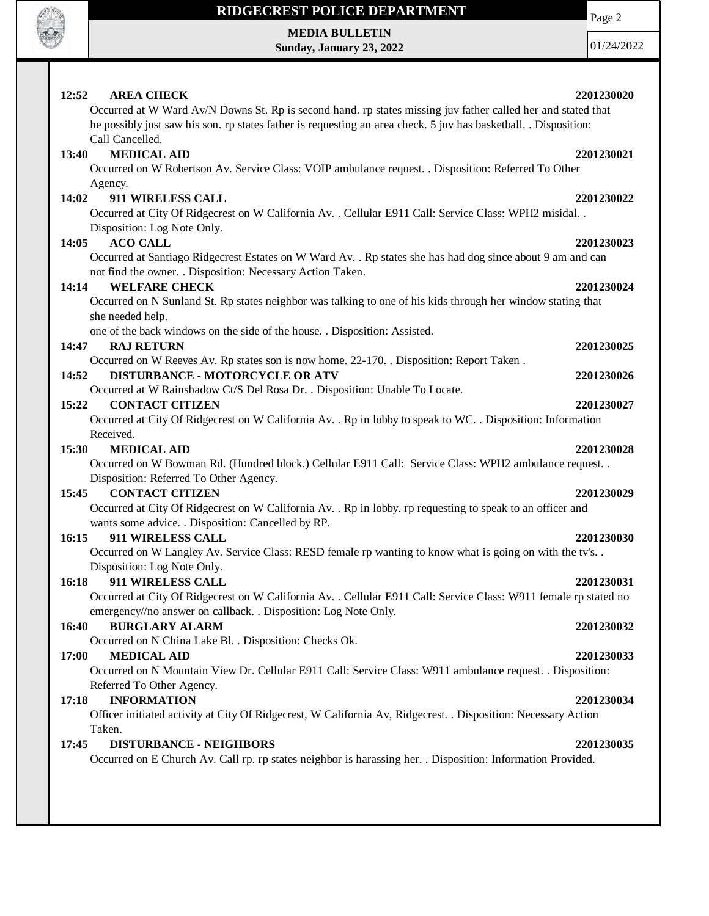**12:52 AREA CHECK 2201230020**

Occurred at W Ward Av/N Downs St. Rp is second hand. rp states missing juv father called her and stated that he possibly just saw his son. rp states father is requesting an area check. 5 juv has basketball. . Disposition: Call Cancelled.

**13:40 MEDICAL AID 2201230021**

Occurred on W Robertson Av. Service Class: VOIP ambulance request. . Disposition: Referred To Other Agency.

**14:02 911 WIRELESS CALL 2201230022**

Occurred at City Of Ridgecrest on W California Av. . Cellular E911 Call: Service Class: WPH2 misidal. . Disposition: Log Note Only.

**14:05 ACO CALL 2201230023**

Occurred at Santiago Ridgecrest Estates on W Ward Av. . Rp states she has had dog since about 9 am and can not find the owner. . Disposition: Necessary Action Taken.

**14:14 WELFARE CHECK 2201230024**

Occurred on N Sunland St. Rp states neighbor was talking to one of his kids through her window stating that she needed help.
one of the back windows on the side of the house. . Disposition: Assisted.

**14:47 RAJ RETURN 2201230025**

Occurred on W Reeves Av. Rp states son is now home. 22-170. . Disposition: Report Taken .

**14:52 DISTURBANCE - MOTORCYCLE OR ATV 2201230026**

Occurred at W Rainshadow Ct/S Del Rosa Dr. . Disposition: Unable To Locate.

**15:22 CONTACT CITIZEN 2201230027**

Occurred at City Of Ridgecrest on W California Av. . Rp in lobby to speak to WC. . Disposition: Information Received.

**15:30 MEDICAL AID 2201230028**

Occurred on W Bowman Rd. (Hundred block.) Cellular E911 Call: Service Class: WPH2 ambulance request. . Disposition: Referred To Other Agency.

**15:45 CONTACT CITIZEN 2201230029**

Occurred at City Of Ridgecrest on W California Av. . Rp in lobby. rp requesting to speak to an officer and wants some advice. . Disposition: Cancelled by RP.

**16:15 911 WIRELESS CALL 2201230030**

Occurred on W Langley Av. Service Class: RESD female rp wanting to know what is going on with the tv's. . Disposition: Log Note Only.

**16:18 911 WIRELESS CALL 2201230031**

Occurred at City Of Ridgecrest on W California Av. . Cellular E911 Call: Service Class: W911 female rp stated no emergency//no answer on callback. . Disposition: Log Note Only.

**16:40 BURGLARY ALARM 2201230032**

Occurred on N China Lake Bl. . Disposition: Checks Ok.

**17:00 MEDICAL AID 2201230033**

Occurred on N Mountain View Dr. Cellular E911 Call: Service Class: W911 ambulance request. . Disposition: Referred To Other Agency.

**17:18 INFORMATION 2201230034**

Officer initiated activity at City Of Ridgecrest, W California Av, Ridgecrest. . Disposition: Necessary Action Taken.

**17:45 DISTURBANCE - NEIGHBORS 2201230035**

Occurred on E Church Av. Call rp. rp states neighbor is harassing her. . Disposition: Information Provided.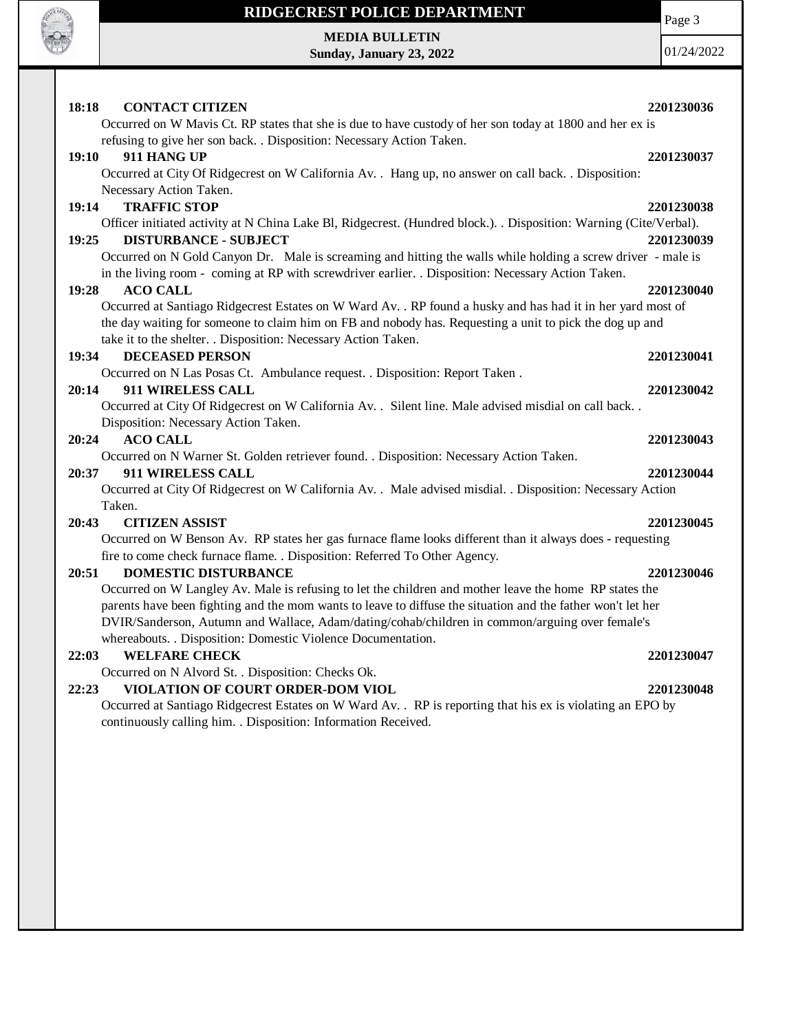**18:18 CONTACT CITIZEN 2201230036**

Occurred on W Mavis Ct. RP states that she is due to have custody of her son today at 1800 and her ex is refusing to give her son back. . Disposition: Necessary Action Taken.

**19:10 911 HANG UP 2201230037**

Occurred at City Of Ridgecrest on W California Av. . Hang up, no answer on call back. . Disposition: Necessary Action Taken.

**19:14 TRAFFIC STOP 2201230038**

Officer initiated activity at N China Lake Bl, Ridgecrest. (Hundred block.). . Disposition: Warning (Cite/Verbal).

**19:25 DISTURBANCE - SUBJECT 2201230039**

Occurred on N Gold Canyon Dr. Male is screaming and hitting the walls while holding a screw driver - male is in the living room - coming at RP with screwdriver earlier. . Disposition: Necessary Action Taken.

**19:28 ACO CALL 2201230040**

Occurred at Santiago Ridgecrest Estates on W Ward Av. . RP found a husky and has had it in her yard most of the day waiting for someone to claim him on FB and nobody has. Requesting a unit to pick the dog up and take it to the shelter. . Disposition: Necessary Action Taken.

**19:34 DECEASED PERSON 2201230041**

Occurred on N Las Posas Ct. Ambulance request. . Disposition: Report Taken .

**20:14 911 WIRELESS CALL 2201230042**

Occurred at City Of Ridgecrest on W California Av. . Silent line. Male advised misdial on call back. . Disposition: Necessary Action Taken.

**20:24 ACO CALL 2201230043**

Occurred on N Warner St. Golden retriever found. . Disposition: Necessary Action Taken.

**20:37 911 WIRELESS CALL 2201230044**

Occurred at City Of Ridgecrest on W California Av. . Male advised misdial. . Disposition: Necessary Action Taken.

**20:43 CITIZEN ASSIST 2201230045**

Occurred on W Benson Av. RP states her gas furnace flame looks different than it always does - requesting fire to come check furnace flame. . Disposition: Referred To Other Agency.

**20:51 DOMESTIC DISTURBANCE 2201230046**

Occurred on W Langley Av. Male is refusing to let the children and mother leave the home RP states the parents have been fighting and the mom wants to leave to diffuse the situation and the father won't let her DVIR/Sanderson, Autumn and Wallace, Adam/dating/cohab/children in common/arguing over female's whereabouts. . Disposition: Domestic Violence Documentation.

**22:03 WELFARE CHECK 2201230047**

Occurred on N Alvord St. . Disposition: Checks Ok.

**22:23 VIOLATION OF COURT ORDER-DOM VIOL 2201230048**

Occurred at Santiago Ridgecrest Estates on W Ward Av. . RP is reporting that his ex is violating an EPO by continuously calling him. . Disposition: Information Received.